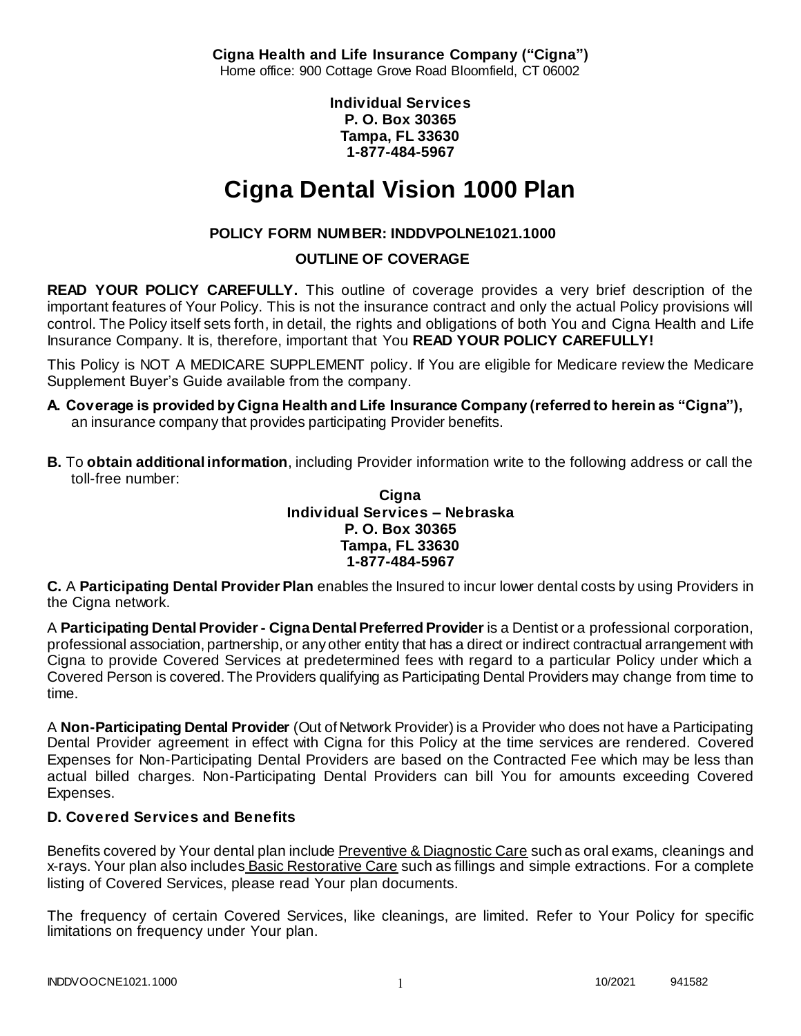**Cigna Health and Life Insurance Company ("Cigna")**
Home office: 900 Cottage Grove Road Bloomfield, CT 06002

**Individual Services**
**P. O. Box 30365**
**Tampa, FL 33630**
**1-877-484-5967**

# Cigna Dental Vision 1000 Plan

**POLICY FORM NUMBER: INDDVPOLNE1021.1000**

**OUTLINE OF COVERAGE**

**READ YOUR POLICY CAREFULLY.** This outline of coverage provides a very brief description of the important features of Your Policy. This is not the insurance contract and only the actual Policy provisions will control. The Policy itself sets forth, in detail, the rights and obligations of both You and Cigna Health and Life Insurance Company. It is, therefore, important that You **READ YOUR POLICY CAREFULLY!**

This Policy is NOT A MEDICARE SUPPLEMENT policy. If You are eligible for Medicare review the Medicare Supplement Buyer's Guide available from the company.

**A. Coverage is provided by Cigna Health and Life Insurance Company (referred to herein as "Cigna"),** an insurance company that provides participating Provider benefits.

**B.** To **obtain additional information**, including Provider information write to the following address or call the toll-free number:

**Cigna**
**Individual Services – Nebraska**
**P. O. Box 30365**
**Tampa, FL 33630**
**1-877-484-5967**

**C.** A **Participating Dental Provider Plan** enables the Insured to incur lower dental costs by using Providers in the Cigna network.

A **Participating Dental Provider - Cigna Dental Preferred Provider** is a Dentist or a professional corporation, professional association, partnership, or any other entity that has a direct or indirect contractual arrangement with Cigna to provide Covered Services at predetermined fees with regard to a particular Policy under which a Covered Person is covered. The Providers qualifying as Participating Dental Providers may change from time to time.

A **Non-Participating Dental Provider** (Out of Network Provider) is a Provider who does not have a Participating Dental Provider agreement in effect with Cigna for this Policy at the time services are rendered. Covered Expenses for Non-Participating Dental Providers are based on the Contracted Fee which may be less than actual billed charges. Non-Participating Dental Providers can bill You for amounts exceeding Covered Expenses.

**D. Covered Services and Benefits**

Benefits covered by Your dental plan include Preventive & Diagnostic Care such as oral exams, cleanings and x-rays. Your plan also includes Basic Restorative Care such as fillings and simple extractions. For a complete listing of Covered Services, please read Your plan documents.

The frequency of certain Covered Services, like cleanings, are limited. Refer to Your Policy for specific limitations on frequency under Your plan.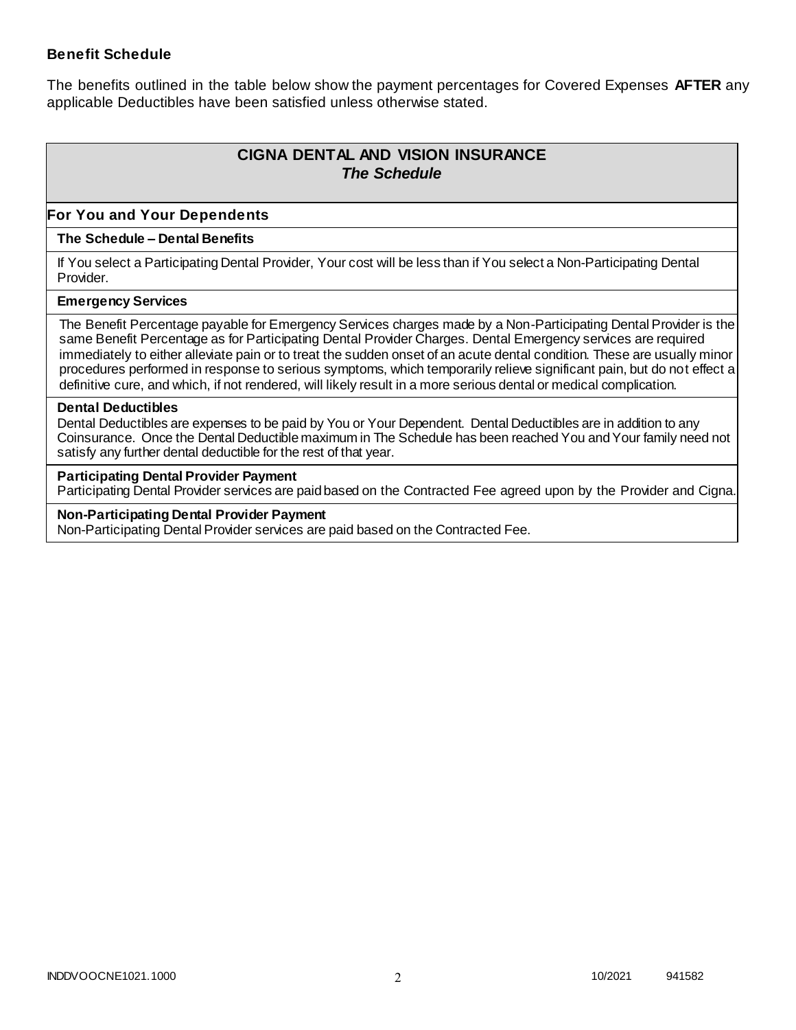**Benefit Schedule**

The benefits outlined in the table below show the payment percentages for Covered Expenses **AFTER** any applicable Deductibles have been satisfied unless otherwise stated.

## CIGNA DENTAL AND VISION INSURANCE
### *The Schedule*

**For You and Your Dependents**

**The Schedule – Dental Benefits**

If You select a Participating Dental Provider, Your cost will be less than if You select a Non-Participating Dental Provider.

**Emergency Services**

The Benefit Percentage payable for Emergency Services charges made by a Non-Participating Dental Provider is the same Benefit Percentage as for Participating Dental Provider Charges. Dental Emergency services are required immediately to either alleviate pain or to treat the sudden onset of an acute dental condition. These are usually minor procedures performed in response to serious symptoms, which temporarily relieve significant pain, but do not effect a definitive cure, and which, if not rendered, will likely result in a more serious dental or medical complication.

**Dental Deductibles**

Dental Deductibles are expenses to be paid by You or Your Dependent. Dental Deductibles are in addition to any Coinsurance. Once the Dental Deductible maximum in The Schedule has been reached You and Your family need not satisfy any further dental deductible for the rest of that year.

**Participating Dental Provider Payment**

Participating Dental Provider services are paid based on the Contracted Fee agreed upon by the Provider and Cigna.

**Non-Participating Dental Provider Payment**

Non-Participating Dental Provider services are paid based on the Contracted Fee.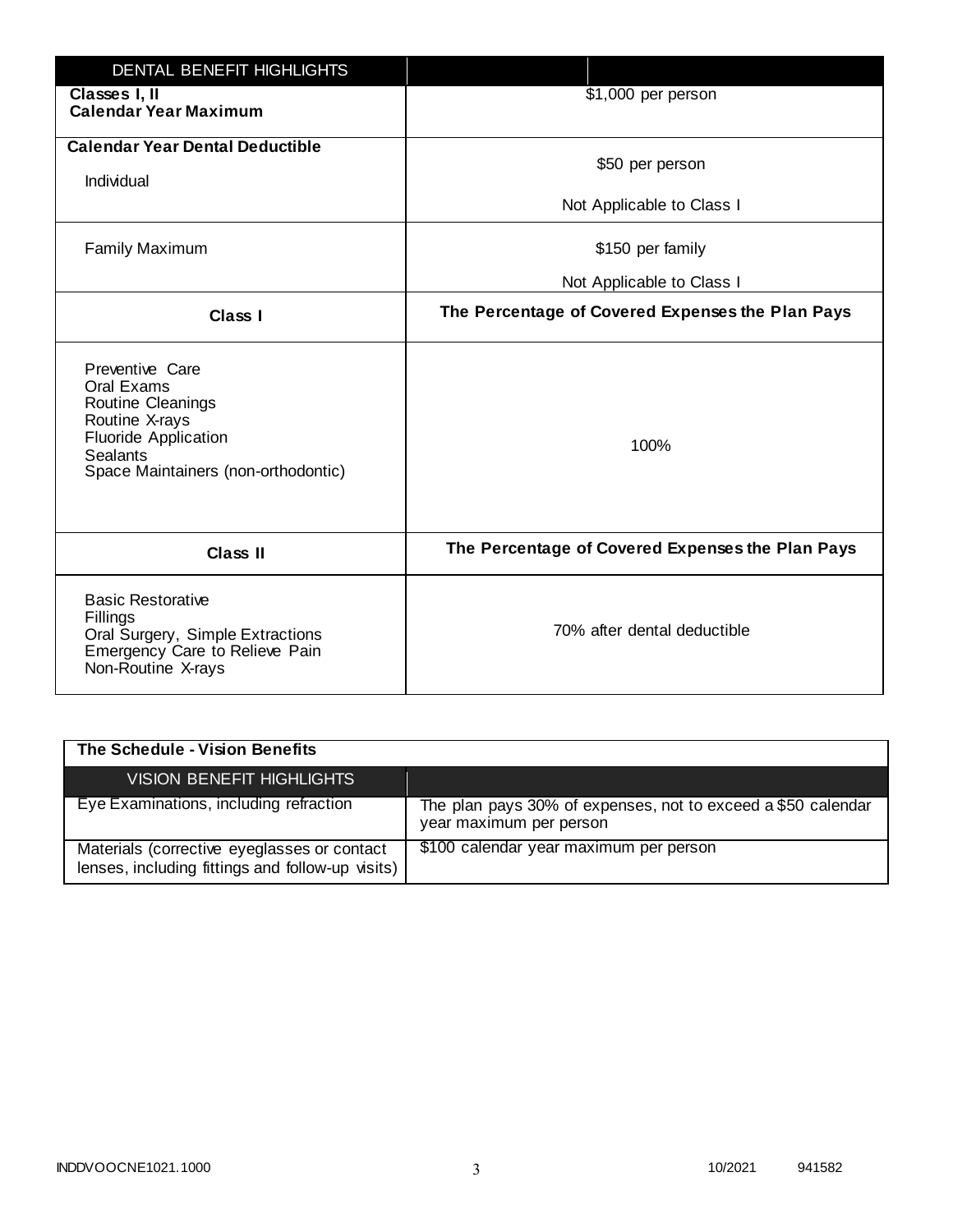| DENTAL BENEFIT HIGHLIGHTS | |
|---|---|
| **Classes I, II Calendar Year Maximum** | $1,000 per person |
| **Calendar Year Dental Deductible** Individual | $50 per person<br>Not Applicable to Class I |
| Family Maximum | $150 per family<br>Not Applicable to Class I |
| **Class I** | **The Percentage of Covered Expenses the Plan Pays** |
| Preventive Care<br>Oral Exams<br>Routine Cleanings<br>Routine X-rays<br>Fluoride Application<br>Sealants<br>Space Maintainers (non-orthodontic) | 100% |
| **Class II** | **The Percentage of Covered Expenses the Plan Pays** |
| Basic Restorative<br>Fillings<br>Oral Surgery, Simple Extractions<br>Emergency Care to Relieve Pain<br>Non-Routine X-rays | 70% after dental deductible |

| **The Schedule - Vision Benefits** | |
|---|---|
| VISION BENEFIT HIGHLIGHTS | |
| Eye Examinations, including refraction | The plan pays 30% of expenses, not to exceed a $50 calendar year maximum per person |
| Materials (corrective eyeglasses or contact lenses, including fittings and follow-up visits) | $100 calendar year maximum per person |

INDDVOOCNE1021.1000 10/2021 941582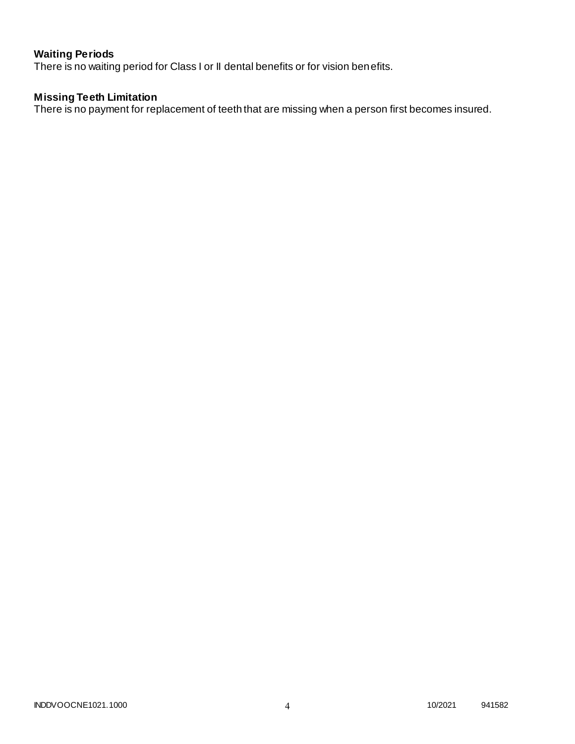**Waiting Periods**
There is no waiting period for Class I or II dental benefits or for vision benefits.

**Missing Teeth Limitation**
There is no payment for replacement of teeth that are missing when a person first becomes insured.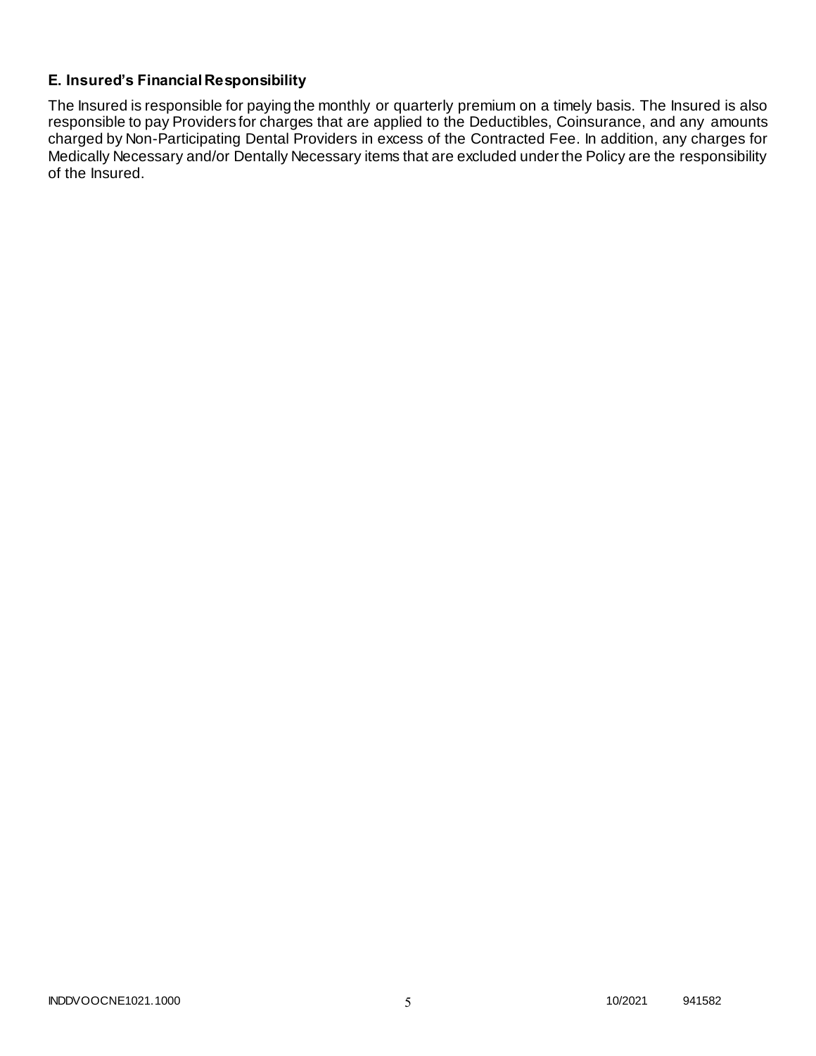### E. Insured's Financial Responsibility

The Insured is responsible for paying the monthly or quarterly premium on a timely basis. The Insured is also responsible to pay Providers for charges that are applied to the Deductibles, Coinsurance, and any amounts charged by Non-Participating Dental Providers in excess of the Contracted Fee. In addition, any charges for Medically Necessary and/or Dentally Necessary items that are excluded under the Policy are the responsibility of the Insured.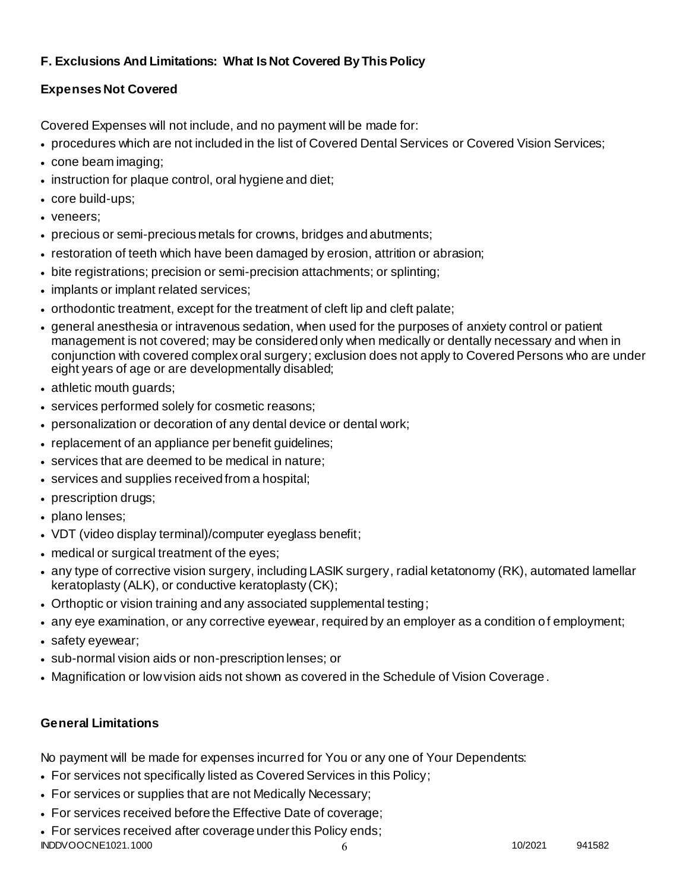### F. Exclusions And Limitations: What Is Not Covered By This Policy

#### Expenses Not Covered

Covered Expenses will not include, and no payment will be made for:

- procedures which are not included in the list of Covered Dental Services or Covered Vision Services;
- cone beam imaging;
- instruction for plaque control, oral hygiene and diet;
- core build-ups;
- veneers;
- precious or semi-precious metals for crowns, bridges and abutments;
- restoration of teeth which have been damaged by erosion, attrition or abrasion;
- bite registrations; precision or semi-precision attachments; or splinting;
- implants or implant related services;
- orthodontic treatment, except for the treatment of cleft lip and cleft palate;
- general anesthesia or intravenous sedation, when used for the purposes of anxiety control or patient management is not covered; may be considered only when medically or dentally necessary and when in conjunction with covered complex oral surgery; exclusion does not apply to Covered Persons who are under eight years of age or are developmentally disabled;
- athletic mouth guards;
- services performed solely for cosmetic reasons;
- personalization or decoration of any dental device or dental work;
- replacement of an appliance per benefit guidelines;
- services that are deemed to be medical in nature;
- services and supplies received from a hospital;
- prescription drugs;
- plano lenses;
- VDT (video display terminal)/computer eyeglass benefit;
- medical or surgical treatment of the eyes;
- any type of corrective vision surgery, including LASIK surgery, radial ketatonomy (RK), automated lamellar keratoplasty (ALK), or conductive keratoplasty (CK);
- Orthoptic or vision training and any associated supplemental testing;
- any eye examination, or any corrective eyewear, required by an employer as a condition of employment;
- safety eyewear;
- sub-normal vision aids or non-prescription lenses; or
- Magnification or low vision aids not shown as covered in the Schedule of Vision Coverage.

#### General Limitations

No payment will be made for expenses incurred for You or any one of Your Dependents:

- For services not specifically listed as Covered Services in this Policy;
- For services or supplies that are not Medically Necessary;
- For services received before the Effective Date of coverage;
- For services received after coverage under this Policy ends;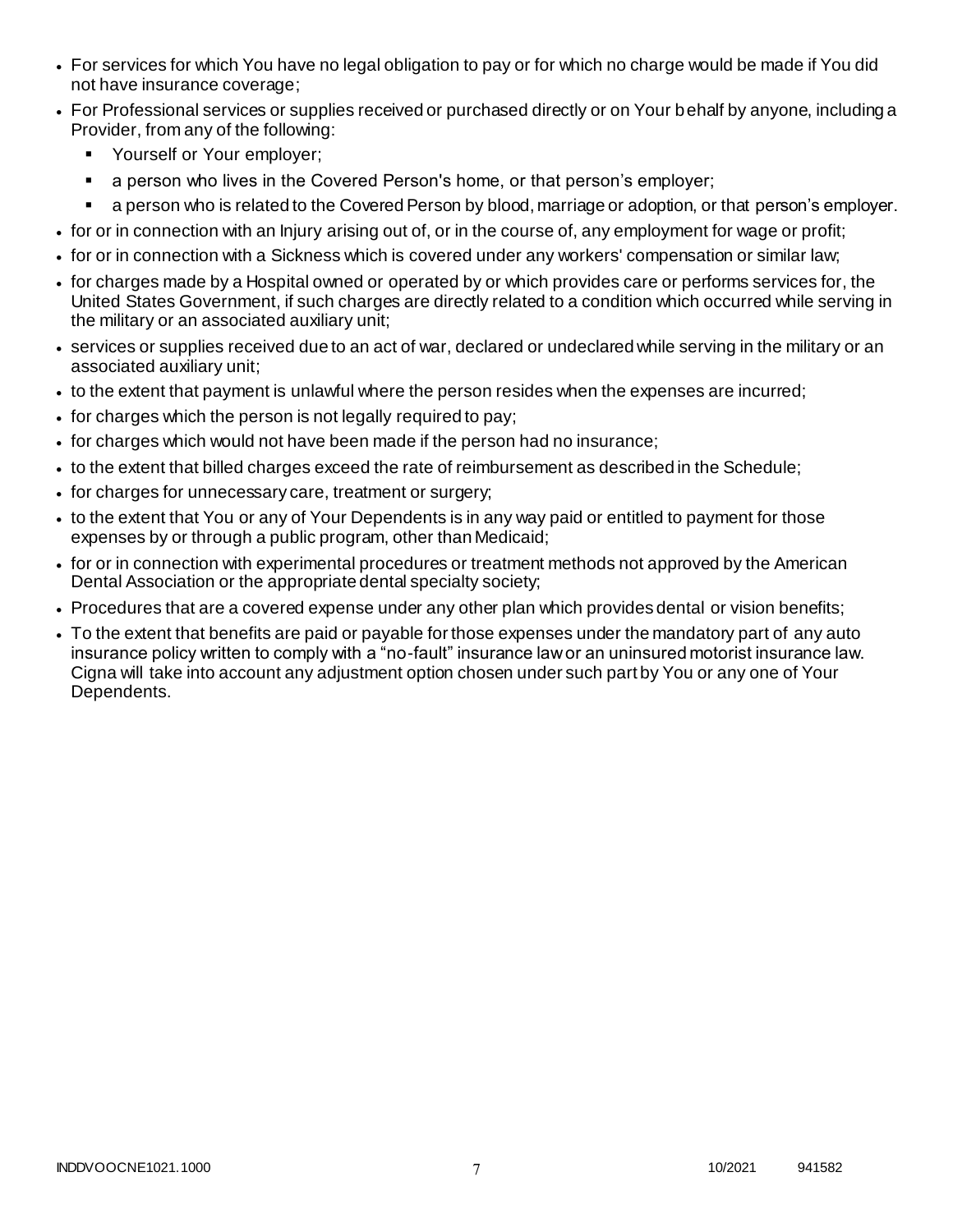- For services for which You have no legal obligation to pay or for which no charge would be made if You did not have insurance coverage;
- For Professional services or supplies received or purchased directly or on Your behalf by anyone, including a Provider, from any of the following:
  - Yourself or Your employer;
  - a person who lives in the Covered Person's home, or that person's employer;
  - a person who is related to the Covered Person by blood, marriage or adoption, or that person's employer.
- for or in connection with an Injury arising out of, or in the course of, any employment for wage or profit;
- for or in connection with a Sickness which is covered under any workers' compensation or similar law;
- for charges made by a Hospital owned or operated by or which provides care or performs services for, the United States Government, if such charges are directly related to a condition which occurred while serving in the military or an associated auxiliary unit;
- services or supplies received due to an act of war, declared or undeclared while serving in the military or an associated auxiliary unit;
- to the extent that payment is unlawful where the person resides when the expenses are incurred;
- for charges which the person is not legally required to pay;
- for charges which would not have been made if the person had no insurance;
- to the extent that billed charges exceed the rate of reimbursement as described in the Schedule;
- for charges for unnecessary care, treatment or surgery;
- to the extent that You or any of Your Dependents is in any way paid or entitled to payment for those expenses by or through a public program, other than Medicaid;
- for or in connection with experimental procedures or treatment methods not approved by the American Dental Association or the appropriate dental specialty society;
- Procedures that are a covered expense under any other plan which provides dental or vision benefits;
- To the extent that benefits are paid or payable for those expenses under the mandatory part of any auto insurance policy written to comply with a "no-fault" insurance law or an uninsured motorist insurance law. Cigna will take into account any adjustment option chosen under such part by You or any one of Your Dependents.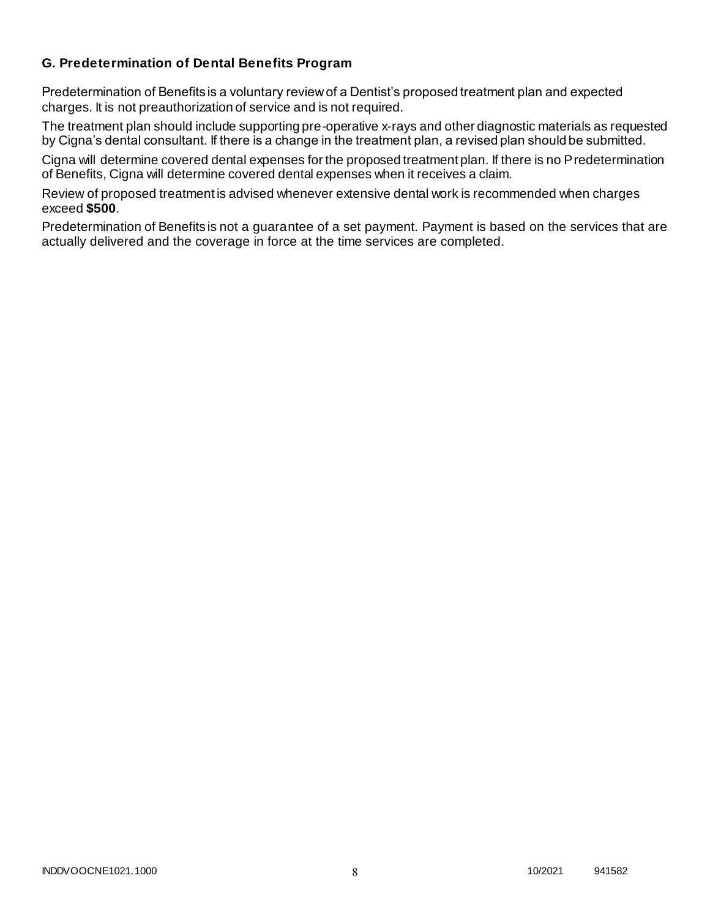### G. Predetermination of Dental Benefits Program

Predetermination of Benefits is a voluntary review of a Dentist's proposed treatment plan and expected charges. It is not preauthorization of service and is not required.

The treatment plan should include supporting pre-operative x-rays and other diagnostic materials as requested by Cigna's dental consultant. If there is a change in the treatment plan, a revised plan should be submitted.

Cigna will determine covered dental expenses for the proposed treatment plan. If there is no Predetermination of Benefits, Cigna will determine covered dental expenses when it receives a claim.

Review of proposed treatment is advised whenever extensive dental work is recommended when charges exceed **$500**.

Predetermination of Benefits is not a guarantee of a set payment. Payment is based on the services that are actually delivered and the coverage in force at the time services are completed.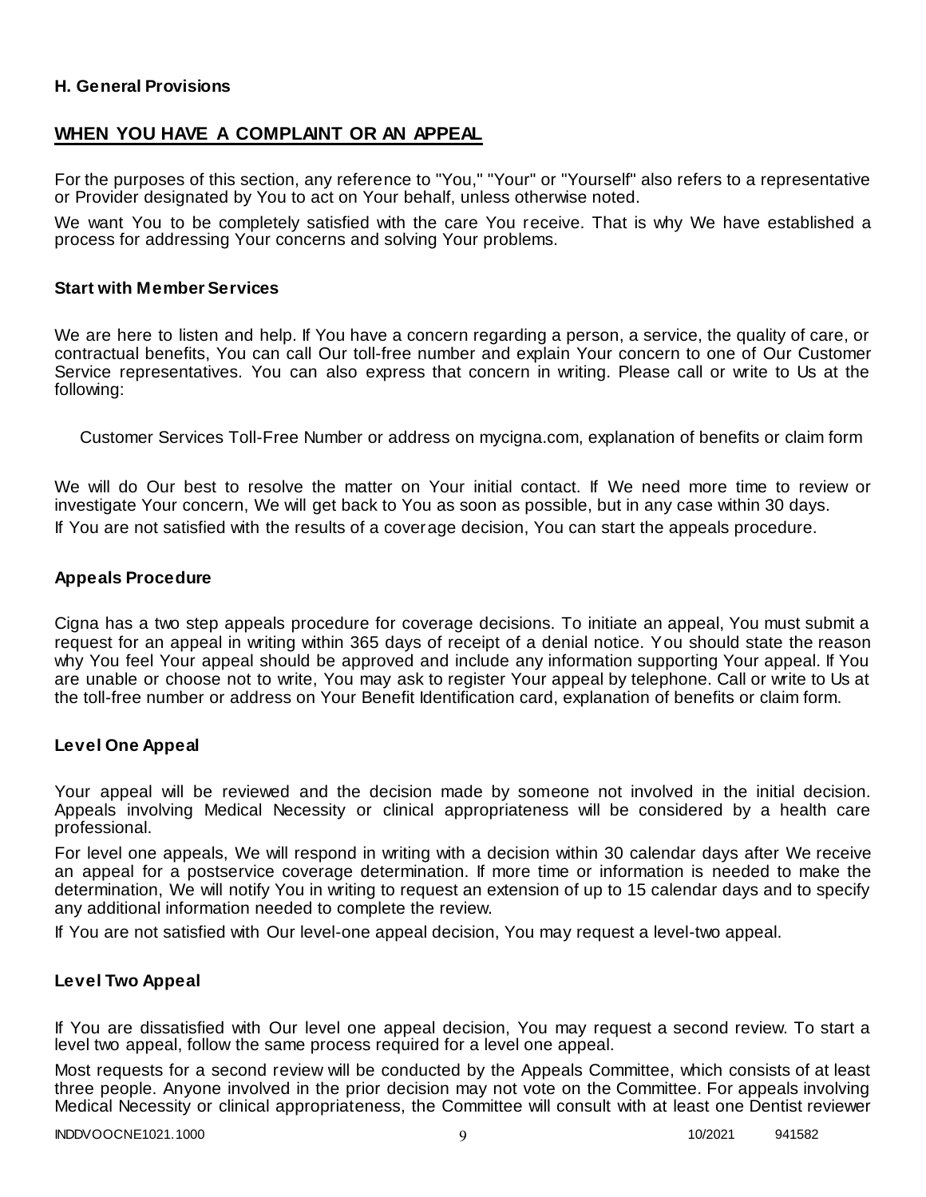**H. General Provisions**

## WHEN YOU HAVE A COMPLAINT OR AN APPEAL

For the purposes of this section, any reference to "You," "Your" or "Yourself" also refers to a representative or Provider designated by You to act on Your behalf, unless otherwise noted.

We want You to be completely satisfied with the care You receive. That is why We have established a process for addressing Your concerns and solving Your problems.

### Start with Member Services

We are here to listen and help. If You have a concern regarding a person, a service, the quality of care, or contractual benefits, You can call Our toll-free number and explain Your concern to one of Our Customer Service representatives. You can also express that concern in writing. Please call or write to Us at the following:

Customer Services Toll-Free Number or address on mycigna.com, explanation of benefits or claim form

We will do Our best to resolve the matter on Your initial contact. If We need more time to review or investigate Your concern, We will get back to You as soon as possible, but in any case within 30 days.

If You are not satisfied with the results of a coverage decision, You can start the appeals procedure.

### Appeals Procedure

Cigna has a two step appeals procedure for coverage decisions. To initiate an appeal, You must submit a request for an appeal in writing within 365 days of receipt of a denial notice. You should state the reason why You feel Your appeal should be approved and include any information supporting Your appeal. If You are unable or choose not to write, You may ask to register Your appeal by telephone. Call or write to Us at the toll-free number or address on Your Benefit Identification card, explanation of benefits or claim form.

### Level One Appeal

Your appeal will be reviewed and the decision made by someone not involved in the initial decision. Appeals involving Medical Necessity or clinical appropriateness will be considered by a health care professional.

For level one appeals, We will respond in writing with a decision within 30 calendar days after We receive an appeal for a postservice coverage determination. If more time or information is needed to make the determination, We will notify You in writing to request an extension of up to 15 calendar days and to specify any additional information needed to complete the review.

If You are not satisfied with Our level-one appeal decision, You may request a level-two appeal.

### Level Two Appeal

If You are dissatisfied with Our level one appeal decision, You may request a second review. To start a level two appeal, follow the same process required for a level one appeal.

Most requests for a second review will be conducted by the Appeals Committee, which consists of at least three people. Anyone involved in the prior decision may not vote on the Committee. For appeals involving Medical Necessity or clinical appropriateness, the Committee will consult with at least one Dentist reviewer

INDDVOOCNE1021.1000 10/2021 941582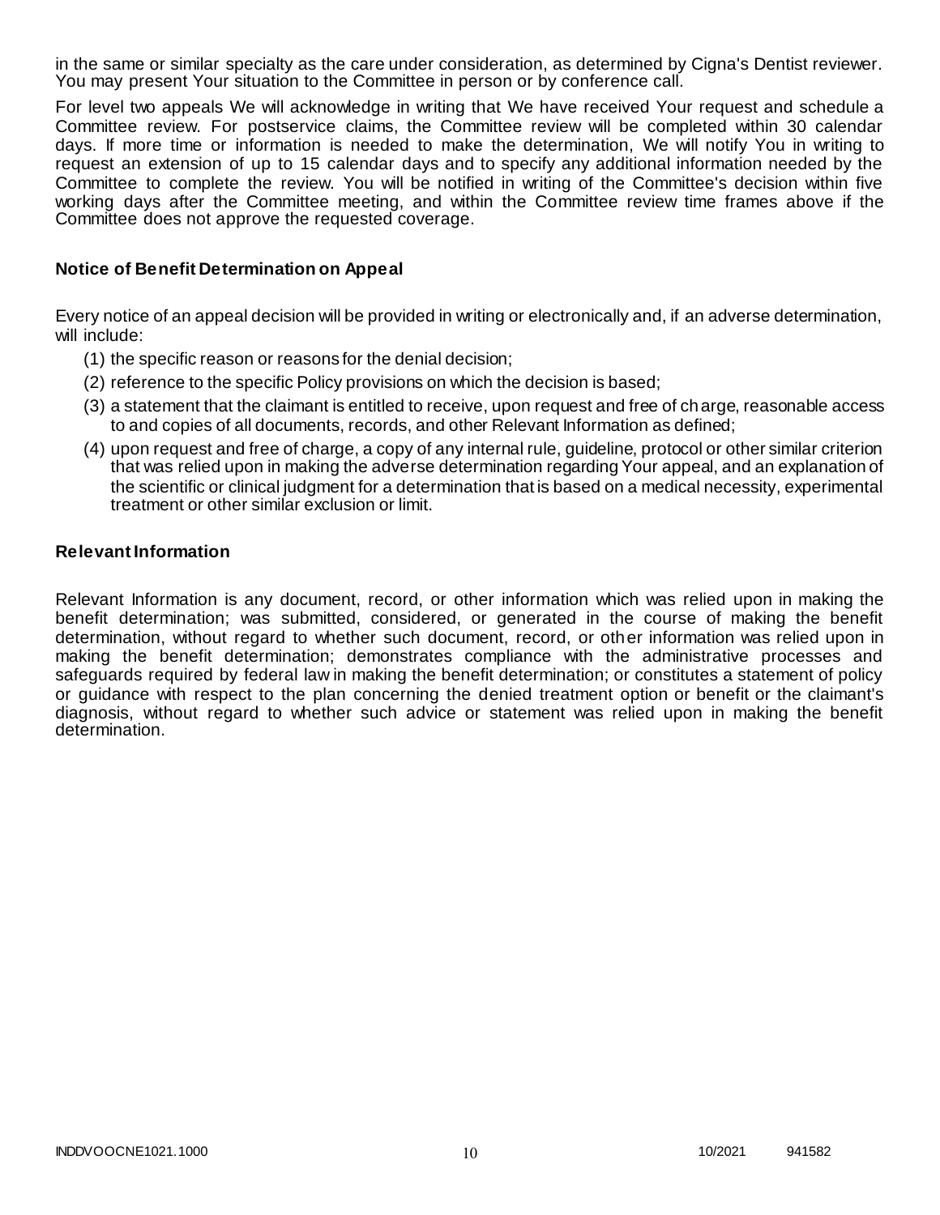in the same or similar specialty as the care under consideration, as determined by Cigna's Dentist reviewer. You may present Your situation to the Committee in person or by conference call.

For level two appeals We will acknowledge in writing that We have received Your request and schedule a Committee review. For postservice claims, the Committee review will be completed within 30 calendar days. If more time or information is needed to make the determination, We will notify You in writing to request an extension of up to 15 calendar days and to specify any additional information needed by the Committee to complete the review. You will be notified in writing of the Committee's decision within five working days after the Committee meeting, and within the Committee review time frames above if the Committee does not approve the requested coverage.

### Notice of Benefit Determination on Appeal

Every notice of an appeal decision will be provided in writing or electronically and, if an adverse determination, will include:

(1) the specific reason or reasons for the denial decision;

(2) reference to the specific Policy provisions on which the decision is based;

(3) a statement that the claimant is entitled to receive, upon request and free of charge, reasonable access to and copies of all documents, records, and other Relevant Information as defined;

(4) upon request and free of charge, a copy of any internal rule, guideline, protocol or other similar criterion that was relied upon in making the adverse determination regarding Your appeal, and an explanation of the scientific or clinical judgment for a determination that is based on a medical necessity, experimental treatment or other similar exclusion or limit.

### Relevant Information

Relevant Information is any document, record, or other information which was relied upon in making the benefit determination; was submitted, considered, or generated in the course of making the benefit determination, without regard to whether such document, record, or other information was relied upon in making the benefit determination; demonstrates compliance with the administrative processes and safeguards required by federal law in making the benefit determination; or constitutes a statement of policy or guidance with respect to the plan concerning the denied treatment option or benefit or the claimant's diagnosis, without regard to whether such advice or statement was relied upon in making the benefit determination.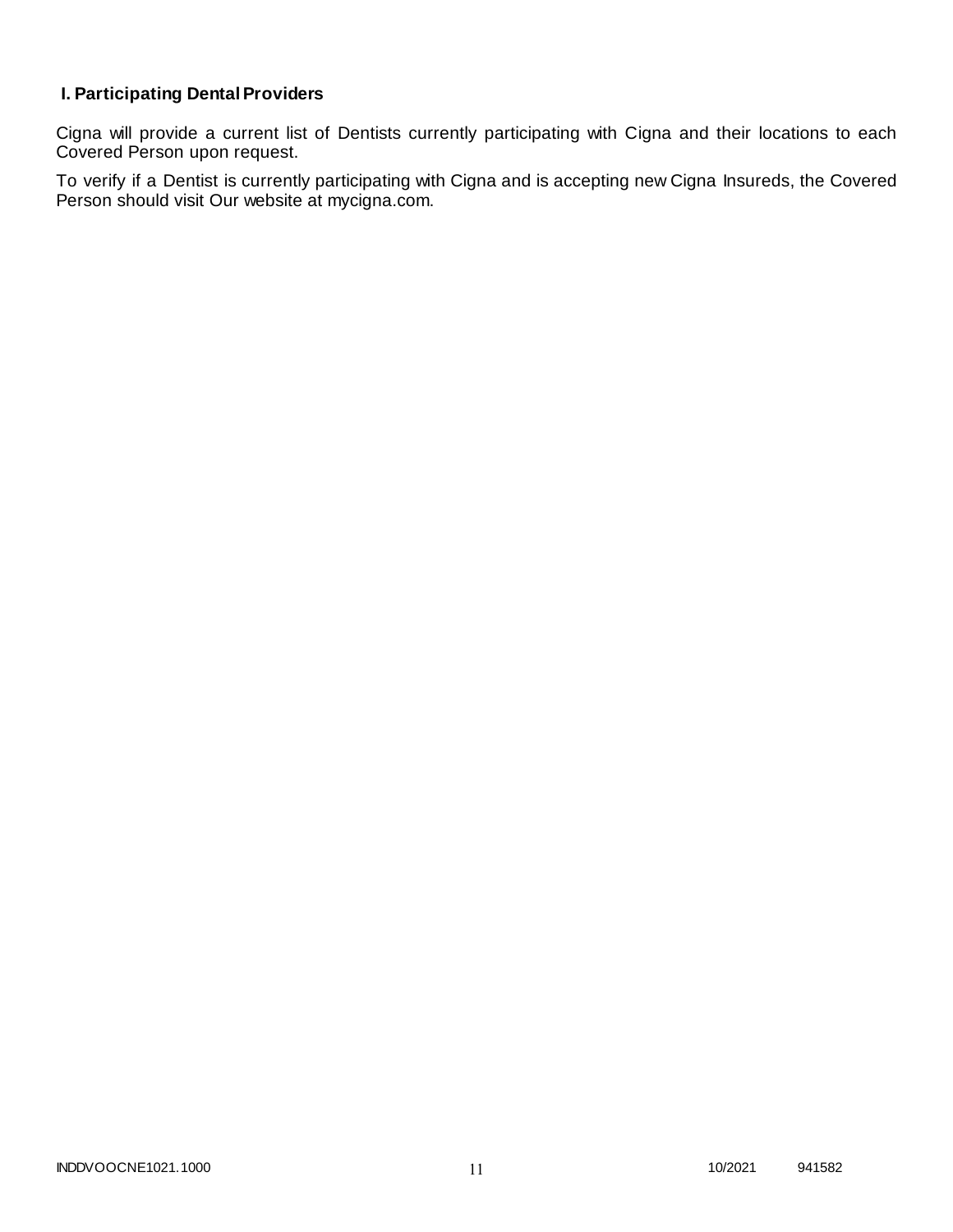## I. Participating Dental Providers

Cigna will provide a current list of Dentists currently participating with Cigna and their locations to each Covered Person upon request.

To verify if a Dentist is currently participating with Cigna and is accepting new Cigna Insureds, the Covered Person should visit Our website at mycigna.com.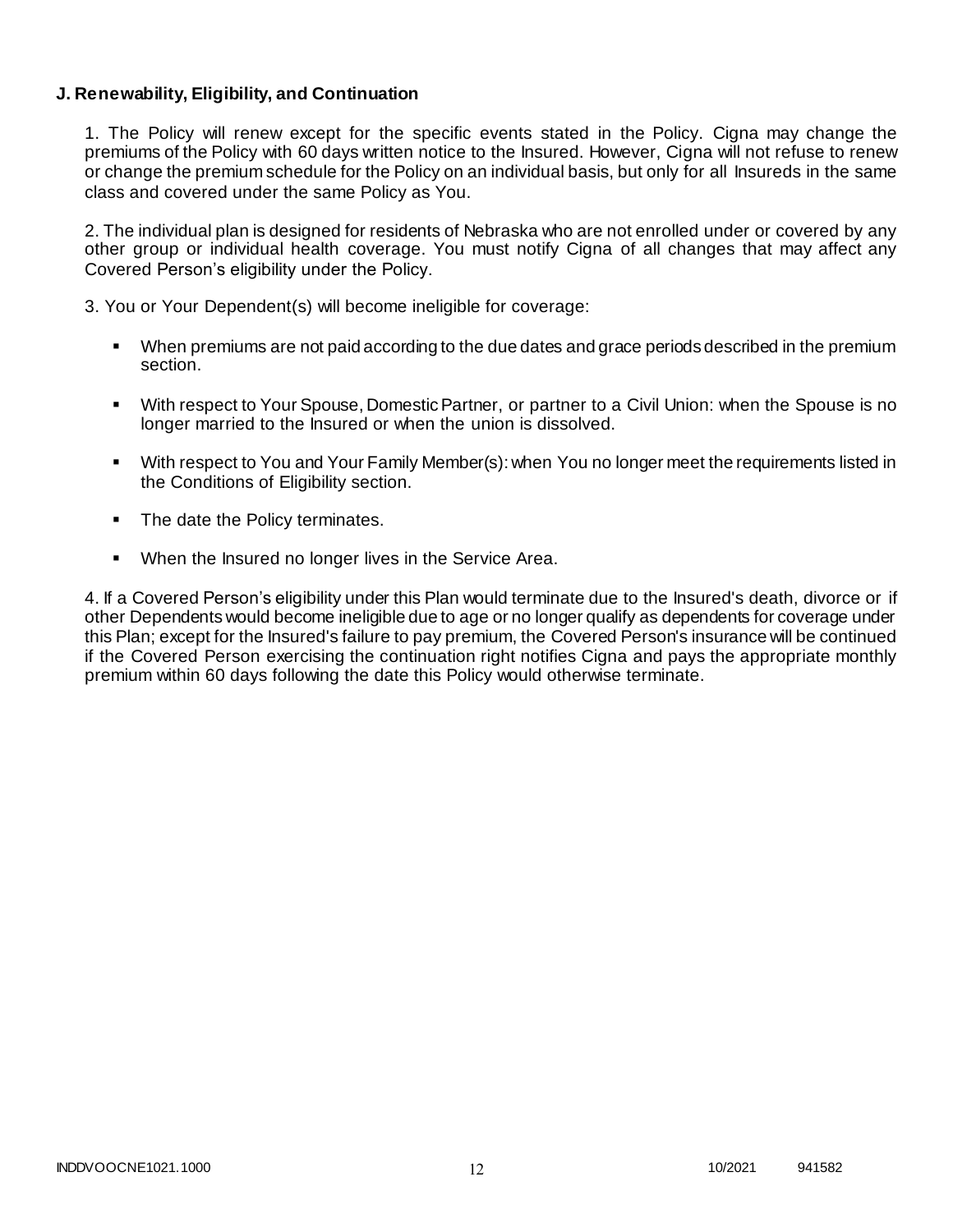**J. Renewability, Eligibility, and Continuation**

1. The Policy will renew except for the specific events stated in the Policy. Cigna may change the premiums of the Policy with 60 days written notice to the Insured. However, Cigna will not refuse to renew or change the premium schedule for the Policy on an individual basis, but only for all Insureds in the same class and covered under the same Policy as You.

2. The individual plan is designed for residents of Nebraska who are not enrolled under or covered by any other group or individual health coverage. You must notify Cigna of all changes that may affect any Covered Person's eligibility under the Policy.

3. You or Your Dependent(s) will become ineligible for coverage:

- When premiums are not paid according to the due dates and grace periods described in the premium section.
- With respect to Your Spouse, Domestic Partner, or partner to a Civil Union: when the Spouse is no longer married to the Insured or when the union is dissolved.
- With respect to You and Your Family Member(s): when You no longer meet the requirements listed in the Conditions of Eligibility section.
- The date the Policy terminates.
- When the Insured no longer lives in the Service Area.

4. If a Covered Person's eligibility under this Plan would terminate due to the Insured's death, divorce or if other Dependents would become ineligible due to age or no longer qualify as dependents for coverage under this Plan; except for the Insured's failure to pay premium, the Covered Person's insurance will be continued if the Covered Person exercising the continuation right notifies Cigna and pays the appropriate monthly premium within 60 days following the date this Policy would otherwise terminate.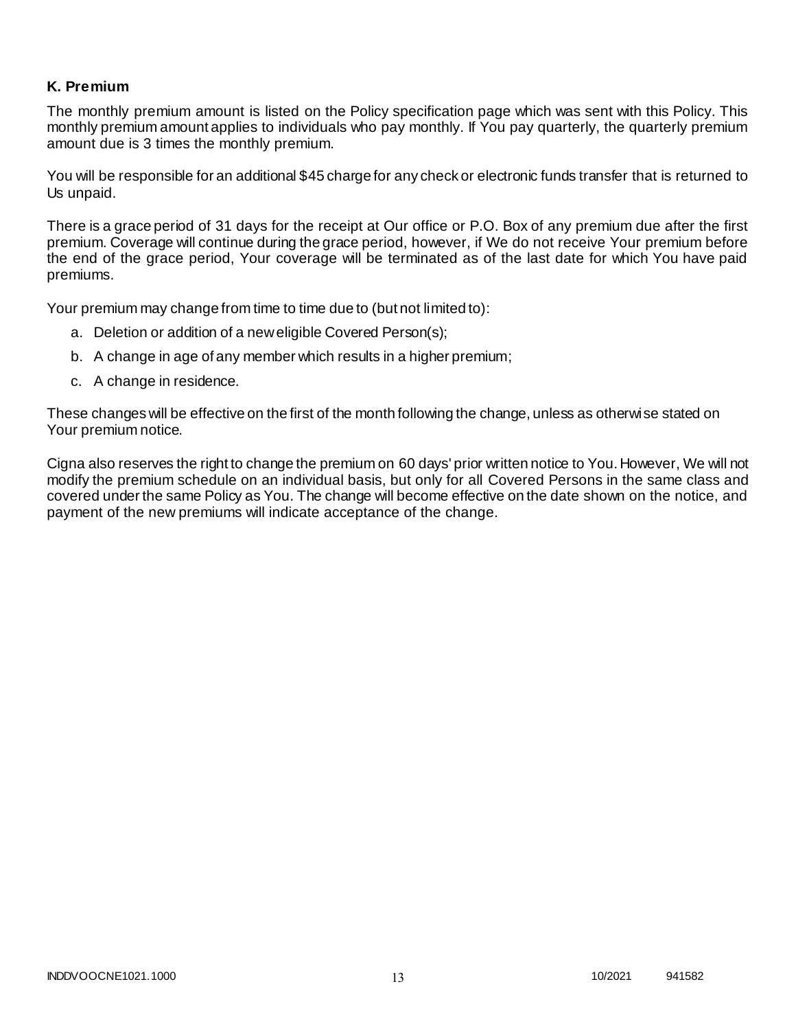**K. Premium**

The monthly premium amount is listed on the Policy specification page which was sent with this Policy. This monthly premium amount applies to individuals who pay monthly. If You pay quarterly, the quarterly premium amount due is 3 times the monthly premium.

You will be responsible for an additional $45 charge for any check or electronic funds transfer that is returned to Us unpaid.

There is a grace period of 31 days for the receipt at Our office or P.O. Box of any premium due after the first premium. Coverage will continue during the grace period, however, if We do not receive Your premium before the end of the grace period, Your coverage will be terminated as of the last date for which You have paid premiums.

Your premium may change from time to time due to (but not limited to):

a. Deletion or addition of a new eligible Covered Person(s);
b. A change in age of any member which results in a higher premium;
c. A change in residence.

These changes will be effective on the first of the month following the change, unless as otherwise stated on Your premium notice.

Cigna also reserves the right to change the premium on 60 days' prior written notice to You. However, We will not modify the premium schedule on an individual basis, but only for all Covered Persons in the same class and covered under the same Policy as You. The change will become effective on the date shown on the notice, and payment of the new premiums will indicate acceptance of the change.